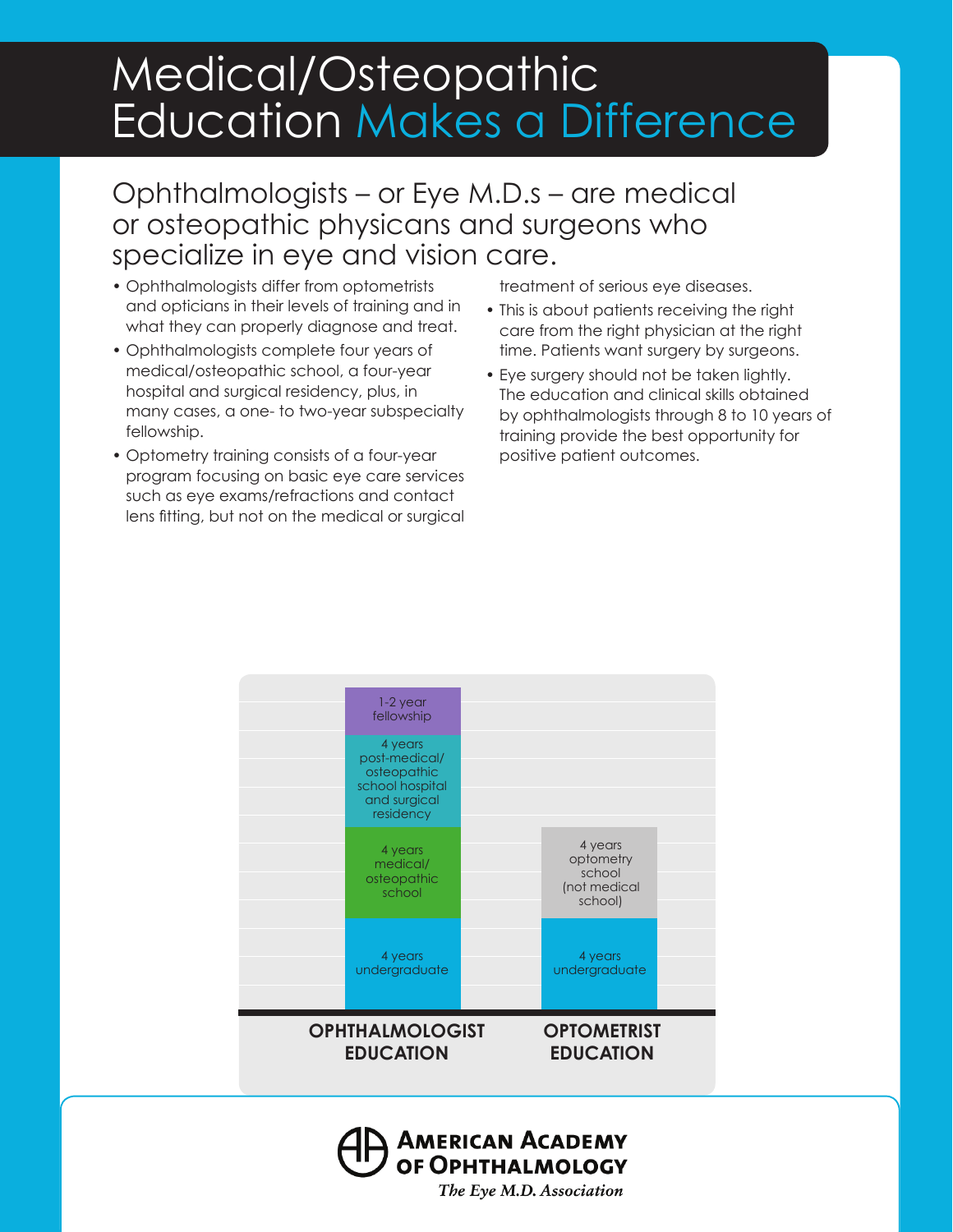# Medical/Osteopathic Education Makes a Difference

## Ophthalmologists – or Eye M.D.s – are medical or osteopathic physicans and surgeons who specialize in eye and vision care.

- Ophthalmologists differ from optometrists and opticians in their levels of training and in what they can properly diagnose and treat.
- Ophthalmologists complete four years of medical/osteopathic school, a four-year hospital and surgical residency, plus, in many cases, a one- to two-year subspecialty fellowship.
- Optometry training consists of a four-year program focusing on basic eye care services such as eye exams/refractions and contact lens fitting, but not on the medical or surgical treatment of serious eye diseases.
- This is about patients receiving the right care from the right physician at the right time. Patients want surgery by surgeons.
- Eye surgery should not be taken lightly. The education and clinical skills obtained by ophthalmologists through 8 to 10 years of training provide the best opportunity for positive patient outcomes.

| OPHTHALMOLOGIST EDUCATION | OPTOMETRIST EDUCATION |
|---|---|
| 1-2 year fellowship | |
| 4 years post-medical/osteopathic school hospital and surgical residency | |
| 4 years medical/osteopathic school | 4 years optometry school (not medical school) |
| 4 years undergraduate | 4 years undergraduate |

**AMERICAN ACADEMY OF OPHTHALMOLOGY**

*The Eye M.D. Association*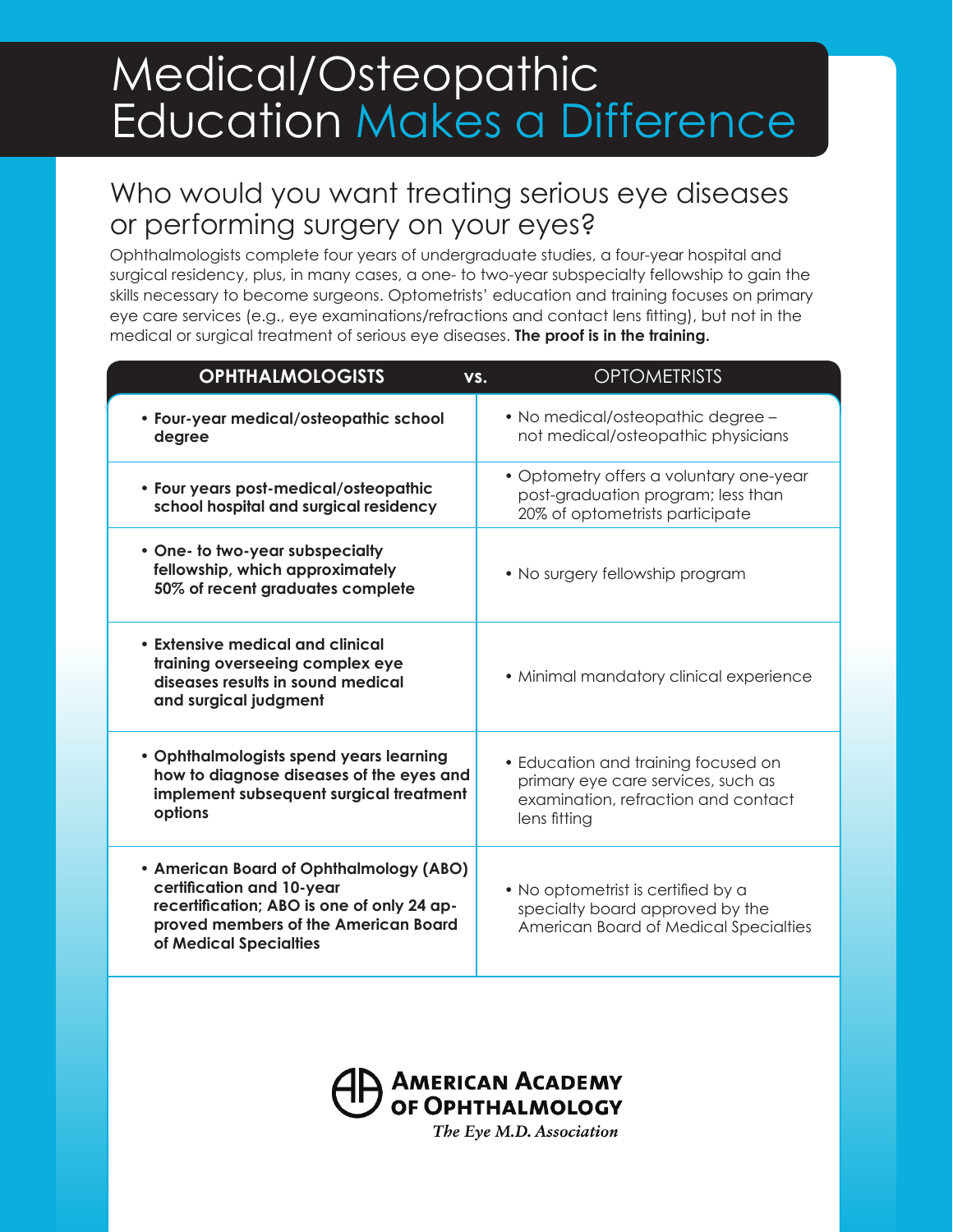# Medical/Osteopathic Education Makes a Difference

## Who would you want treating serious eye diseases or performing surgery on your eyes?

Ophthalmologists complete four years of undergraduate studies, a four-year hospital and surgical residency, plus, in many cases, a one- to two-year subspecialty fellowship to gain the skills necessary to become surgeons. Optometrists' education and training focuses on primary eye care services (e.g., eye examinations/refractions and contact lens fitting), but not in the medical or surgical treatment of serious eye diseases. **The proof is in the training.**

| **OPHTHALMOLOGISTS** vs. | OPTOMETRISTS |
|---|---|
| • **Four-year medical/osteopathic school degree** | • No medical/osteopathic degree – not medical/osteopathic physicians |
| • **Four years post-medical/osteopathic school hospital and surgical residency** | • Optometry offers a voluntary one-year post-graduation program; less than 20% of optometrists participate |
| • **One- to two-year subspecialty fellowship, which approximately 50% of recent graduates complete** | • No surgery fellowship program |
| • **Extensive medical and clinical training overseeing complex eye diseases results in sound medical and surgical judgment** | • Minimal mandatory clinical experience |
| • **Ophthalmologists spend years learning how to diagnose diseases of the eyes and implement subsequent surgical treatment options** | • Education and training focused on primary eye care services, such as examination, refraction and contact lens fitting |
| • **American Board of Ophthalmology (ABO) certification and 10-year recertification; ABO is one of only 24 approved members of the American Board of Medical Specialties** | • No optometrist is certified by a specialty board approved by the American Board of Medical Specialties |

American Academy of Ophthalmology
*The Eye M.D. Association*